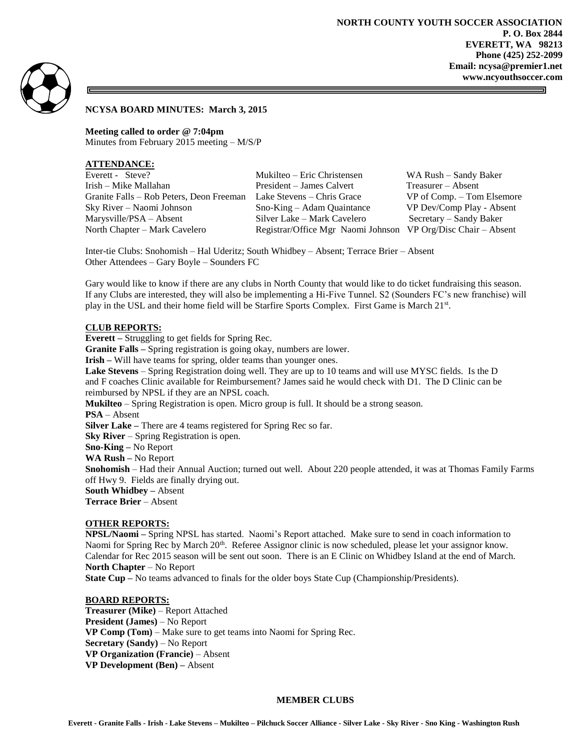**NORTH COUNTY YOUTH SOCCER ASSOCIATION**
**P. O. Box 2844**
**EVERETT, WA 98213**
**Phone (425) 252-2099**
**Email: ncysa@premier1.net**
**www.ncyouthsoccer.com**

## NCYSA BOARD MINUTES: March 3, 2015

**Meeting called to order @ 7:04pm**
Minutes from February 2015 meeting – M/S/P

### ATTENDANCE:

| | | |
|---|---|---|
| Everett - Steve? | Mukilteo – Eric Christensen | WA Rush – Sandy Baker |
| Irish – Mike Mallahan | President – James Calvert | Treasurer – Absent |
| Granite Falls – Rob Peters, Deon Freeman | Lake Stevens – Chris Grace | VP of Comp. – Tom Elsemore |
| Sky River – Naomi Johnson | Sno-King – Adam Quaintance | VP Dev/Comp Play - Absent |
| Marysville/PSA – Absent | Silver Lake – Mark Cavelero | Secretary – Sandy Baker |
| North Chapter – Mark Cavelero | Registrar/Office Mgr Naomi Johnson | VP Org/Disc Chair – Absent |

Inter-tie Clubs: Snohomish – Hal Uderitz; South Whidbey – Absent; Terrace Brier – Absent
Other Attendees – Gary Boyle – Sounders FC

Gary would like to know if there are any clubs in North County that would like to do ticket fundraising this season. If any Clubs are interested, they will also be implementing a Hi-Five Tunnel. S2 (Sounders FC's new franchise) will play in the USL and their home field will be Starfire Sports Complex. First Game is March 21st.

### CLUB REPORTS:

**Everett –** Struggling to get fields for Spring Rec.
**Granite Falls –** Spring registration is going okay, numbers are lower.
**Irish –** Will have teams for spring, older teams than younger ones.
**Lake Stevens** – Spring Registration doing well. They are up to 10 teams and will use MYSC fields. Is the D and F coaches Clinic available for Reimbursement? James said he would check with D1. The D Clinic can be reimbursed by NPSL if they are an NPSL coach.
**Mukilteo** – Spring Registration is open. Micro group is full. It should be a strong season.
**PSA** – Absent
**Silver Lake –** There are 4 teams registered for Spring Rec so far.
**Sky River** – Spring Registration is open.
**Sno-King –** No Report
**WA Rush –** No Report
**Snohomish** – Had their Annual Auction; turned out well. About 220 people attended, it was at Thomas Family Farms off Hwy 9. Fields are finally drying out.
**South Whidbey –** Absent
**Terrace Brier** – Absent

### OTHER REPORTS:

**NPSL/Naomi –** Spring NPSL has started. Naomi's Report attached. Make sure to send in coach information to Naomi for Spring Rec by March 20th. Referee Assignor clinic is now scheduled, please let your assignor know. Calendar for Rec 2015 season will be sent out soon. There is an E Clinic on Whidbey Island at the end of March.
**North Chapter** – No Report
**State Cup –** No teams advanced to finals for the older boys State Cup (Championship/Presidents).

### BOARD REPORTS:

**Treasurer (Mike)** – Report Attached
**President (James)** – No Report
**VP Comp (Tom)** – Make sure to get teams into Naomi for Spring Rec.
**Secretary (Sandy)** – No Report
**VP Organization (Francie)** – Absent
**VP Development (Ben) –** Absent

**MEMBER CLUBS**

**Everett - Granite Falls - Irish - Lake Stevens – Mukilteo – Pilchuck Soccer Alliance - Silver Lake - Sky River - Sno King - Washington Rush**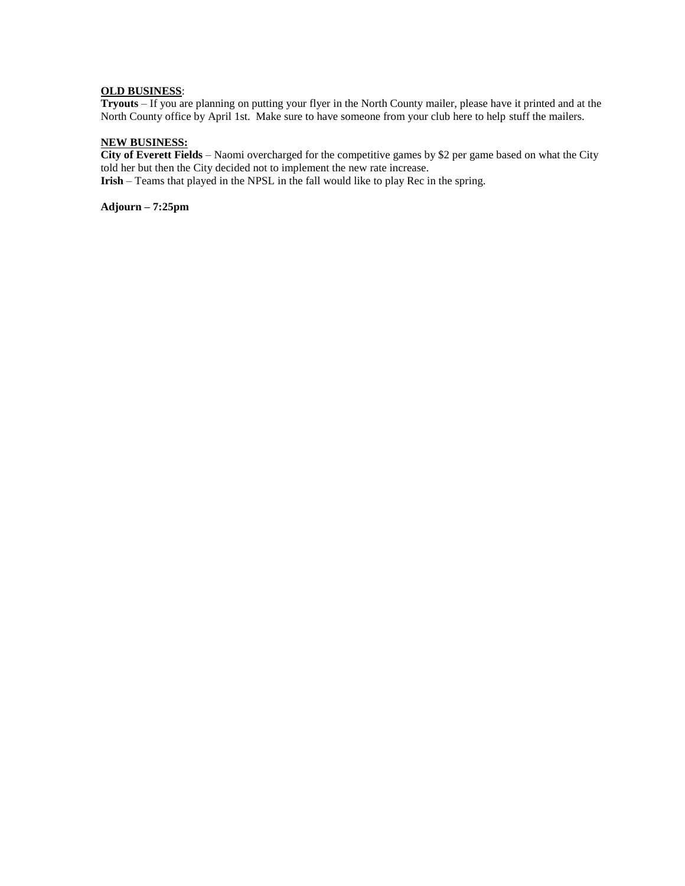**OLD BUSINESS**:

**Tryouts** – If you are planning on putting your flyer in the North County mailer, please have it printed and at the North County office by April 1st. Make sure to have someone from your club here to help stuff the mailers.

**NEW BUSINESS:**

**City of Everett Fields** – Naomi overcharged for the competitive games by $2 per game based on what the City told her but then the City decided not to implement the new rate increase.

**Irish** – Teams that played in the NPSL in the fall would like to play Rec in the spring.

**Adjourn – 7:25pm**